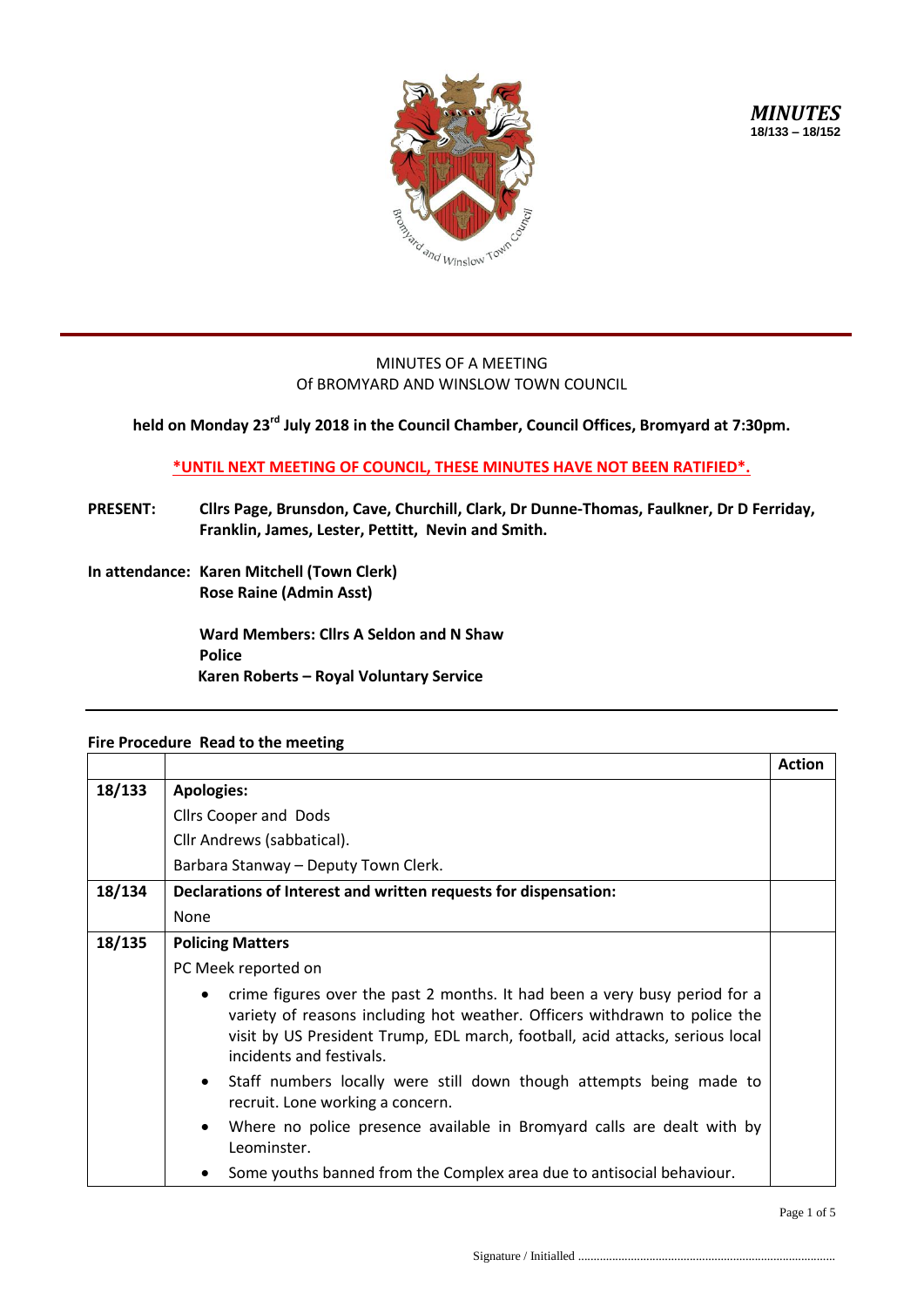*MINUTES*
**18/133 – 18/152**

MINUTES OF A MEETING
Of BROMYARD AND WINSLOW TOWN COUNCIL

**held on Monday 23rd July 2018 in the Council Chamber, Council Offices, Bromyard at 7:30pm.**

**\*UNTIL NEXT MEETING OF COUNCIL, THESE MINUTES HAVE NOT BEEN RATIFIED\*.**

**PRESENT:** **Cllrs Page, Brunsdon, Cave, Churchill, Clark, Dr Dunne-Thomas, Faulkner, Dr D Ferriday, Franklin, James, Lester, Pettitt, Nevin and Smith.**

**In attendance:** **Karen Mitchell (Town Clerk)**
**Rose Raine (Admin Asst)**

**Ward Members: Cllrs A Seldon and N Shaw**
**Police**
**Karen Roberts – Royal Voluntary Service**

**Fire Procedure Read to the meeting**

| | | **Action** |
|---|---|---|
| **18/133** | **Apologies:** | |
| | Cllrs Cooper and Dods | |
| | Cllr Andrews (sabbatical). | |
| | Barbara Stanway – Deputy Town Clerk. | |
| **18/134** | **Declarations of Interest and written requests for dispensation:** | |
| | None | |
| **18/135** | **Policing Matters** | |
| | PC Meek reported on | |
| | • crime figures over the past 2 months. It had been a very busy period for a variety of reasons including hot weather. Officers withdrawn to police the visit by US President Trump, EDL march, football, acid attacks, serious local incidents and festivals. | |
| | • Staff numbers locally were still down though attempts being made to recruit. Lone working a concern. | |
| | • Where no police presence available in Bromyard calls are dealt with by Leominster. | |
| | • Some youths banned from the Complex area due to antisocial behaviour. | |

Signature / Initialled ..................................................................................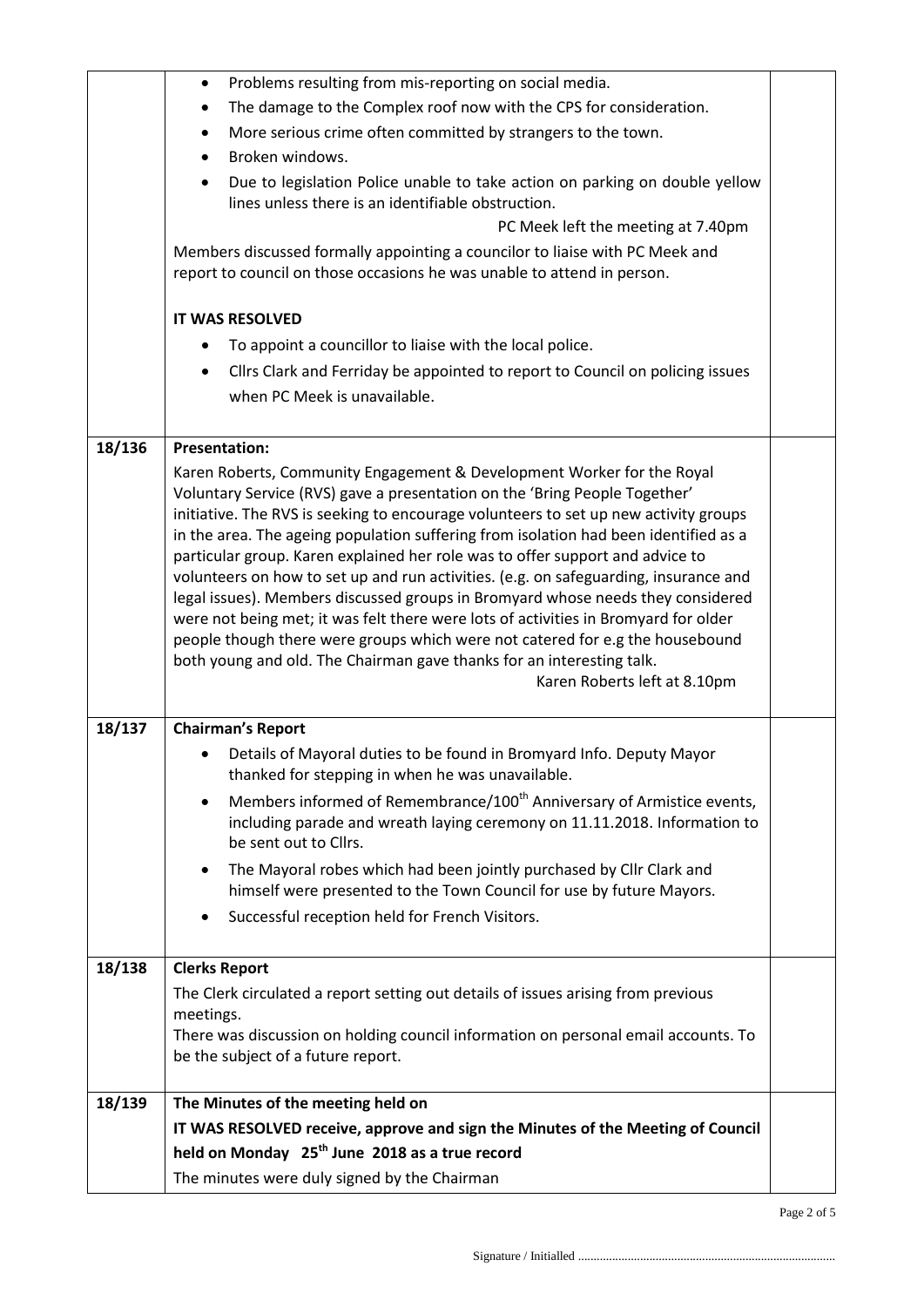| | | |
|---|---|---|
| | • Problems resulting from mis-reporting on social media.<br>• The damage to the Complex roof now with the CPS for consideration.<br>• More serious crime often committed by strangers to the town.<br>• Broken windows.<br>• Due to legislation Police unable to take action on parking on double yellow lines unless there is an identifiable obstruction.<br>PC Meek left the meeting at 7.40pm<br>Members discussed formally appointing a councilor to liaise with PC Meek and report to council on those occasions he was unable to attend in person.<br><br>**IT WAS RESOLVED**<br>• To appoint a councillor to liaise with the local police.<br>• Cllrs Clark and Ferriday be appointed to report to Council on policing issues when PC Meek is unavailable. | |
| **18/136** | **Presentation:**<br>Karen Roberts, Community Engagement & Development Worker for the Royal Voluntary Service (RVS) gave a presentation on the 'Bring People Together' initiative. The RVS is seeking to encourage volunteers to set up new activity groups in the area. The ageing population suffering from isolation had been identified as a particular group. Karen explained her role was to offer support and advice to volunteers on how to set up and run activities. (e.g. on safeguarding, insurance and legal issues). Members discussed groups in Bromyard whose needs they considered were not being met; it was felt there were lots of activities in Bromyard for older people though there were groups which were not catered for e.g the housebound both young and old. The Chairman gave thanks for an interesting talk.<br>Karen Roberts left at 8.10pm | |
| **18/137** | **Chairman's Report**<br>• Details of Mayoral duties to be found in Bromyard Info. Deputy Mayor thanked for stepping in when he was unavailable.<br>• Members informed of Remembrance/100th Anniversary of Armistice events, including parade and wreath laying ceremony on 11.11.2018. Information to be sent out to Cllrs.<br>• The Mayoral robes which had been jointly purchased by Cllr Clark and himself were presented to the Town Council for use by future Mayors.<br>• Successful reception held for French Visitors. | |
| **18/138** | **Clerks Report**<br>The Clerk circulated a report setting out details of issues arising from previous meetings.<br>There was discussion on holding council information on personal email accounts. To be the subject of a future report. | |
| **18/139** | **The Minutes of the meeting held on**<br>**IT WAS RESOLVED receive, approve and sign the Minutes of the Meeting of Council held on Monday 25th June 2018 as a true record**<br>The minutes were duly signed by the Chairman | |

Signature / Initialled ..................................................................................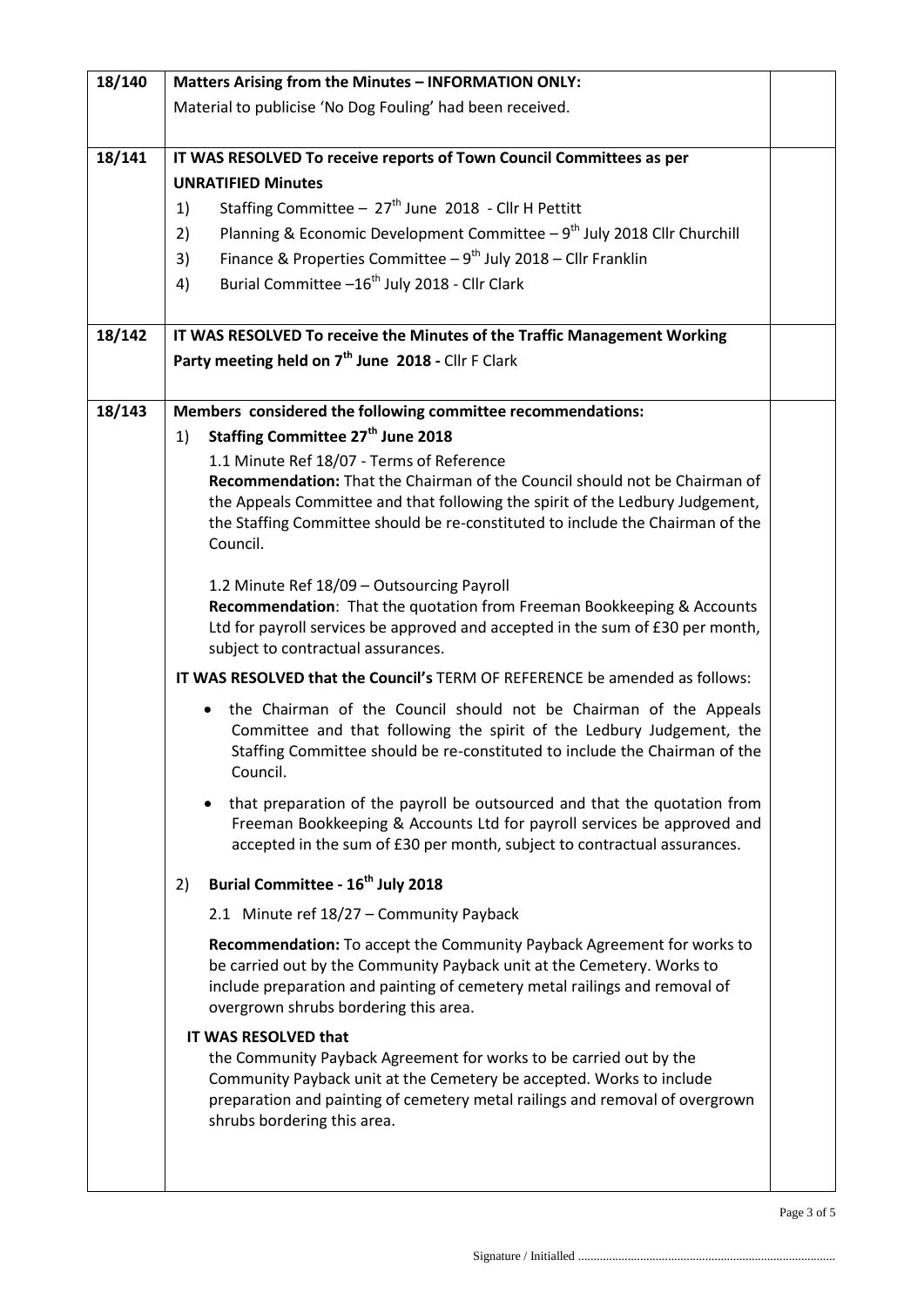| | | |
|---|---|---|
| 18/140 | **Matters Arising from the Minutes – INFORMATION ONLY:**<br>Material to publicise 'No Dog Fouling' had been received. | |
| 18/141 | **IT WAS RESOLVED To receive reports of Town Council Committees as per UNRATIFIED Minutes**<br>1) Staffing Committee – 27th June 2018 - Cllr H Pettitt<br>2) Planning & Economic Development Committee – 9th July 2018 Cllr Churchill<br>3) Finance & Properties Committee – 9th July 2018 – Cllr Franklin<br>4) Burial Committee –16th July 2018 - Cllr Clark | |
| 18/142 | **IT WAS RESOLVED To receive the Minutes of the Traffic Management Working Party meeting held on 7th June 2018 -** Cllr F Clark | |
| 18/143 | **Members considered the following committee recommendations:**<br>1) **Staffing Committee 27th June 2018**<br>1.1 Minute Ref 18/07 - Terms of Reference<br>**Recommendation:** That the Chairman of the Council should not be Chairman of the Appeals Committee and that following the spirit of the Ledbury Judgement, the Staffing Committee should be re-constituted to include the Chairman of the Council.<br><br>1.2 Minute Ref 18/09 – Outsourcing Payroll<br>**Recommendation**: That the quotation from Freeman Bookkeeping & Accounts Ltd for payroll services be approved and accepted in the sum of £30 per month, subject to contractual assurances.<br><br>**IT WAS RESOLVED that the Council's** TERM OF REFERENCE be amended as follows:<br>• the Chairman of the Council should not be Chairman of the Appeals Committee and that following the spirit of the Ledbury Judgement, the Staffing Committee should be re-constituted to include the Chairman of the Council.<br>• that preparation of the payroll be outsourced and that the quotation from Freeman Bookkeeping & Accounts Ltd for payroll services be approved and accepted in the sum of £30 per month, subject to contractual assurances.<br><br>2) **Burial Committee - 16th July 2018**<br>2.1 Minute ref 18/27 – Community Payback<br>**Recommendation:** To accept the Community Payback Agreement for works to be carried out by the Community Payback unit at the Cemetery. Works to include preparation and painting of cemetery metal railings and removal of overgrown shrubs bordering this area.<br><br>**IT WAS RESOLVED that**<br>the Community Payback Agreement for works to be carried out by the Community Payback unit at the Cemetery be accepted. Works to include preparation and painting of cemetery metal railings and removal of overgrown shrubs bordering this area. | |

Signature / Initialled ..................................................................................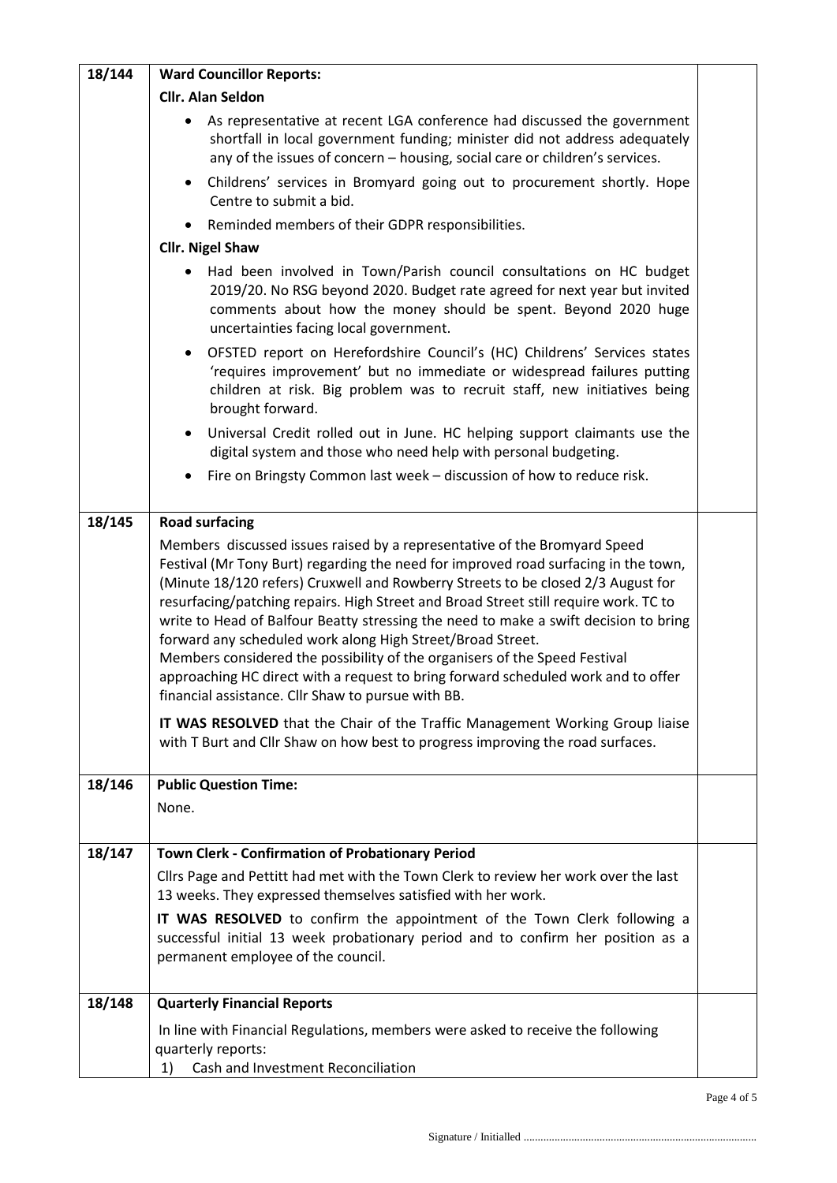| | | |
|---|---|---|
| 18/144 | **Ward Councillor Reports:**<br>**Cllr. Alan Seldon**<br>• As representative at recent LGA conference had discussed the government shortfall in local government funding; minister did not address adequately any of the issues of concern – housing, social care or children's services.<br>• Childrens' services in Bromyard going out to procurement shortly. Hope Centre to submit a bid.<br>• Reminded members of their GDPR responsibilities.<br>**Cllr. Nigel Shaw**<br>• Had been involved in Town/Parish council consultations on HC budget 2019/20. No RSG beyond 2020. Budget rate agreed for next year but invited comments about how the money should be spent. Beyond 2020 huge uncertainties facing local government.<br>• OFSTED report on Herefordshire Council's (HC) Childrens' Services states 'requires improvement' but no immediate or widespread failures putting children at risk. Big problem was to recruit staff, new initiatives being brought forward.<br>• Universal Credit rolled out in June. HC helping support claimants use the digital system and those who need help with personal budgeting.<br>• Fire on Bringsty Common last week – discussion of how to reduce risk. | |
| 18/145 | **Road surfacing**<br>Members discussed issues raised by a representative of the Bromyard Speed Festival (Mr Tony Burt) regarding the need for improved road surfacing in the town, (Minute 18/120 refers) Cruxwell and Rowberry Streets to be closed 2/3 August for resurfacing/patching repairs. High Street and Broad Street still require work. TC to write to Head of Balfour Beatty stressing the need to make a swift decision to bring forward any scheduled work along High Street/Broad Street.<br>Members considered the possibility of the organisers of the Speed Festival approaching HC direct with a request to bring forward scheduled work and to offer financial assistance. Cllr Shaw to pursue with BB.<br>**IT WAS RESOLVED** that the Chair of the Traffic Management Working Group liaise with T Burt and Cllr Shaw on how best to progress improving the road surfaces. | |
| 18/146 | **Public Question Time:**<br>None. | |
| 18/147 | **Town Clerk - Confirmation of Probationary Period**<br>Cllrs Page and Pettitt had met with the Town Clerk to review her work over the last 13 weeks. They expressed themselves satisfied with her work.<br>**IT WAS RESOLVED** to confirm the appointment of the Town Clerk following a successful initial 13 week probationary period and to confirm her position as a permanent employee of the council. | |
| 18/148 | **Quarterly Financial Reports**<br>In line with Financial Regulations, members were asked to receive the following quarterly reports:<br>1) Cash and Investment Reconciliation | |

Signature / Initialled ..................................................................................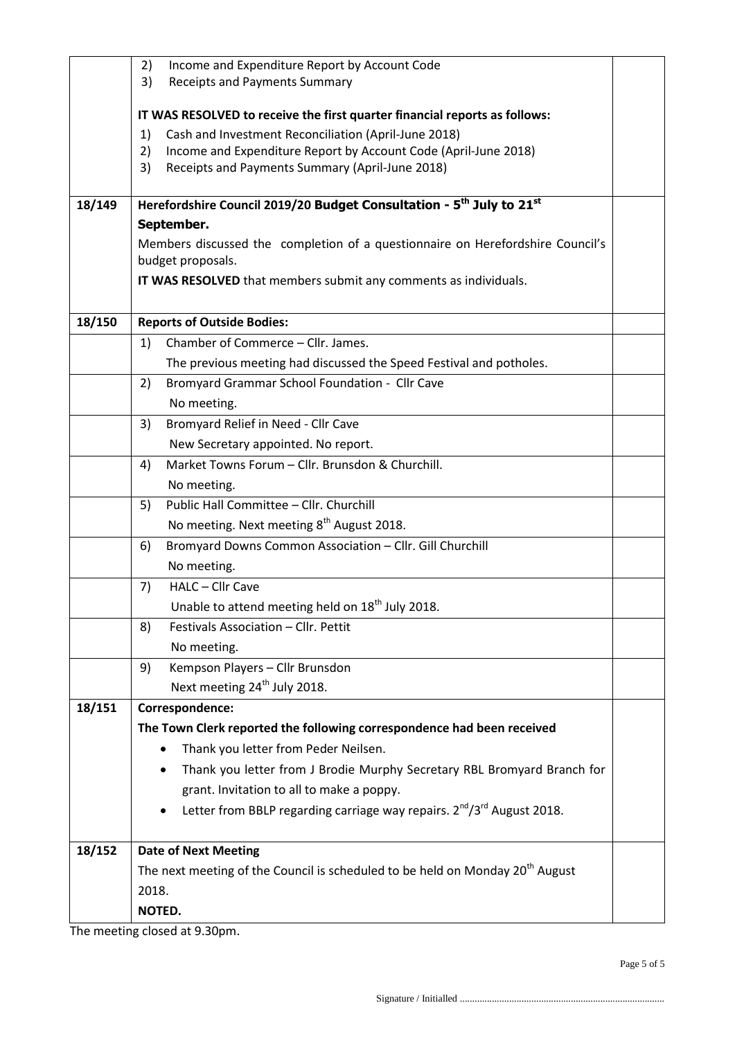| | | |
|---|---|---|
| | 2) Income and Expenditure Report by Account Code<br>3) Receipts and Payments Summary<br><br>**IT WAS RESOLVED to receive the first quarter financial reports as follows:**<br>1) Cash and Investment Reconciliation (April-June 2018)<br>2) Income and Expenditure Report by Account Code (April-June 2018)<br>3) Receipts and Payments Summary (April-June 2018) | |
| **18/149** | **Herefordshire Council 2019/20 Budget Consultation - 5th July to 21st September.**<br>Members discussed the completion of a questionnaire on Herefordshire Council's budget proposals.<br>**IT WAS RESOLVED** that members submit any comments as individuals. | |
| **18/150** | **Reports of Outside Bodies:** | |
| | 1) Chamber of Commerce – Cllr. James.<br>The previous meeting had discussed the Speed Festival and potholes. | |
| | 2) Bromyard Grammar School Foundation - Cllr Cave<br>No meeting. | |
| | 3) Bromyard Relief in Need - Cllr Cave<br>New Secretary appointed. No report. | |
| | 4) Market Towns Forum – Cllr. Brunsdon & Churchill.<br>No meeting. | |
| | 5) Public Hall Committee – Cllr. Churchill<br>No meeting. Next meeting 8th August 2018. | |
| | 6) Bromyard Downs Common Association – Cllr. Gill Churchill<br>No meeting. | |
| | 7) HALC – Cllr Cave<br>Unable to attend meeting held on 18th July 2018. | |
| | 8) Festivals Association – Cllr. Pettit<br>No meeting. | |
| | 9) Kempson Players – Cllr Brunsdon<br>Next meeting 24th July 2018. | |
| **18/151** | **Correspondence:**<br>**The Town Clerk reported the following correspondence had been received**<br>• Thank you letter from Peder Neilsen.<br>• Thank you letter from J Brodie Murphy Secretary RBL Bromyard Branch for grant. Invitation to all to make a poppy.<br>• Letter from BBLP regarding carriage way repairs. 2nd/3rd August 2018. | |
| **18/152** | **Date of Next Meeting**<br>The next meeting of the Council is scheduled to be held on Monday 20th August 2018.<br>**NOTED.** | |

The meeting closed at 9.30pm.

Signature / Initialled ..................................................................................